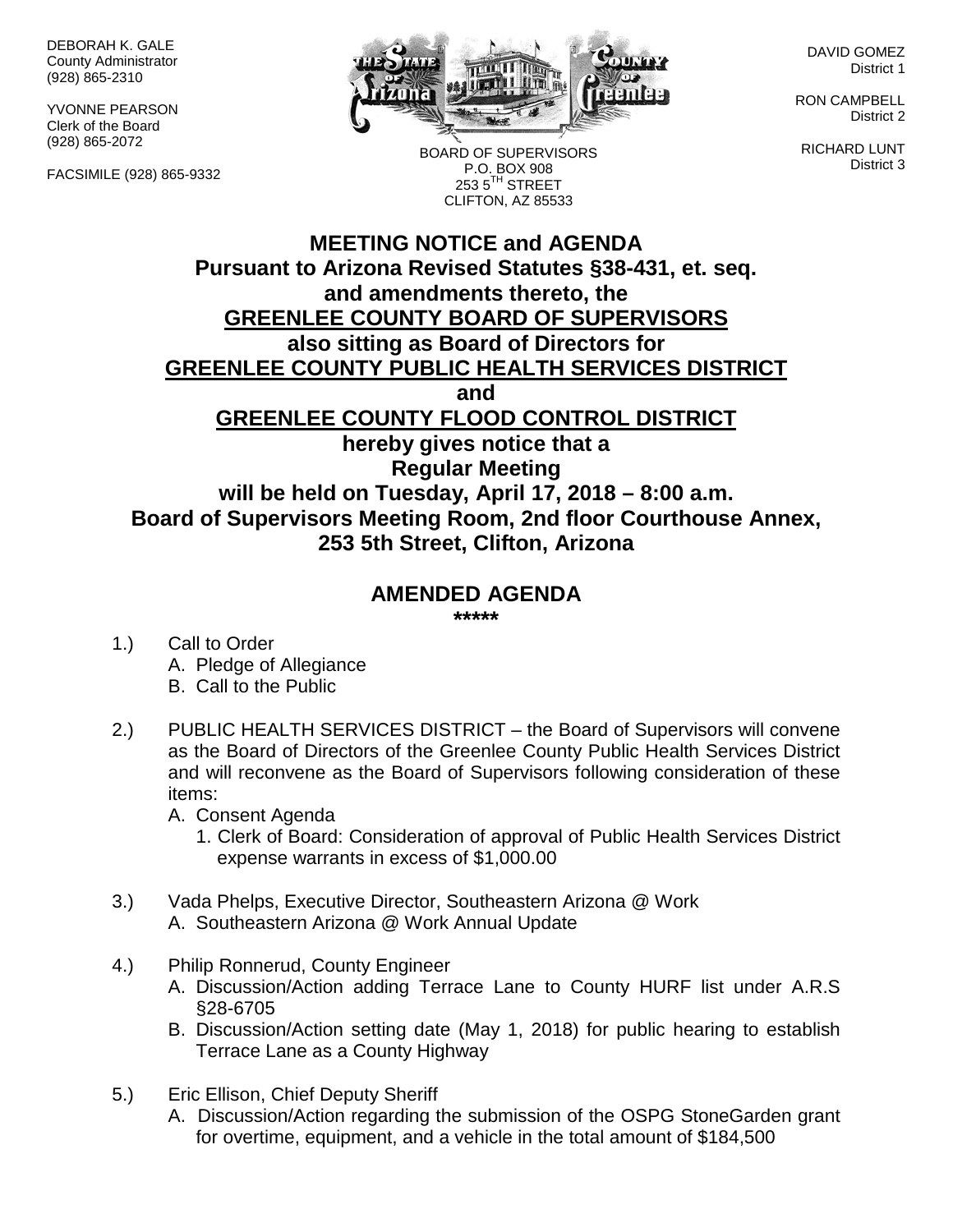DEBORAH K. GALE
County Administrator
(928) 865-2310

YVONNE PEARSON
Clerk of the Board
(928) 865-2072

FACSIMILE (928) 865-9332

BOARD OF SUPERVISORS
P.O. BOX 908
253 5TH STREET
CLIFTON, AZ 85533

DAVID GOMEZ
District 1

RON CAMPBELL
District 2

RICHARD LUNT
District 3

# MEETING NOTICE and AGENDA

**Pursuant to Arizona Revised Statutes §38-431, et. seq. and amendments thereto, the**

**GREENLEE COUNTY BOARD OF SUPERVISORS**

**also sitting as Board of Directors for**

**GREENLEE COUNTY PUBLIC HEALTH SERVICES DISTRICT**

**and**

**GREENLEE COUNTY FLOOD CONTROL DISTRICT**

**hereby gives notice that a Regular Meeting will be held on Tuesday, April 17, 2018 – 8:00 a.m.**

**Board of Supervisors Meeting Room, 2nd floor Courthouse Annex, 253 5th Street, Clifton, Arizona**

## AMENDED AGENDA

*****

1.) Call to Order
   - A. Pledge of Allegiance
   - B. Call to the Public

2.) PUBLIC HEALTH SERVICES DISTRICT – the Board of Supervisors will convene as the Board of Directors of the Greenlee County Public Health Services District and will reconvene as the Board of Supervisors following consideration of these items:
   - A. Consent Agenda
     1. Clerk of Board: Consideration of approval of Public Health Services District expense warrants in excess of $1,000.00

3.) Vada Phelps, Executive Director, Southeastern Arizona @ Work
   - A. Southeastern Arizona @ Work Annual Update

4.) Philip Ronnerud, County Engineer
   - A. Discussion/Action adding Terrace Lane to County HURF list under A.R.S §28-6705
   - B. Discussion/Action setting date (May 1, 2018) for public hearing to establish Terrace Lane as a County Highway

5.) Eric Ellison, Chief Deputy Sheriff
   - A. Discussion/Action regarding the submission of the OSPG StoneGarden grant for overtime, equipment, and a vehicle in the total amount of $184,500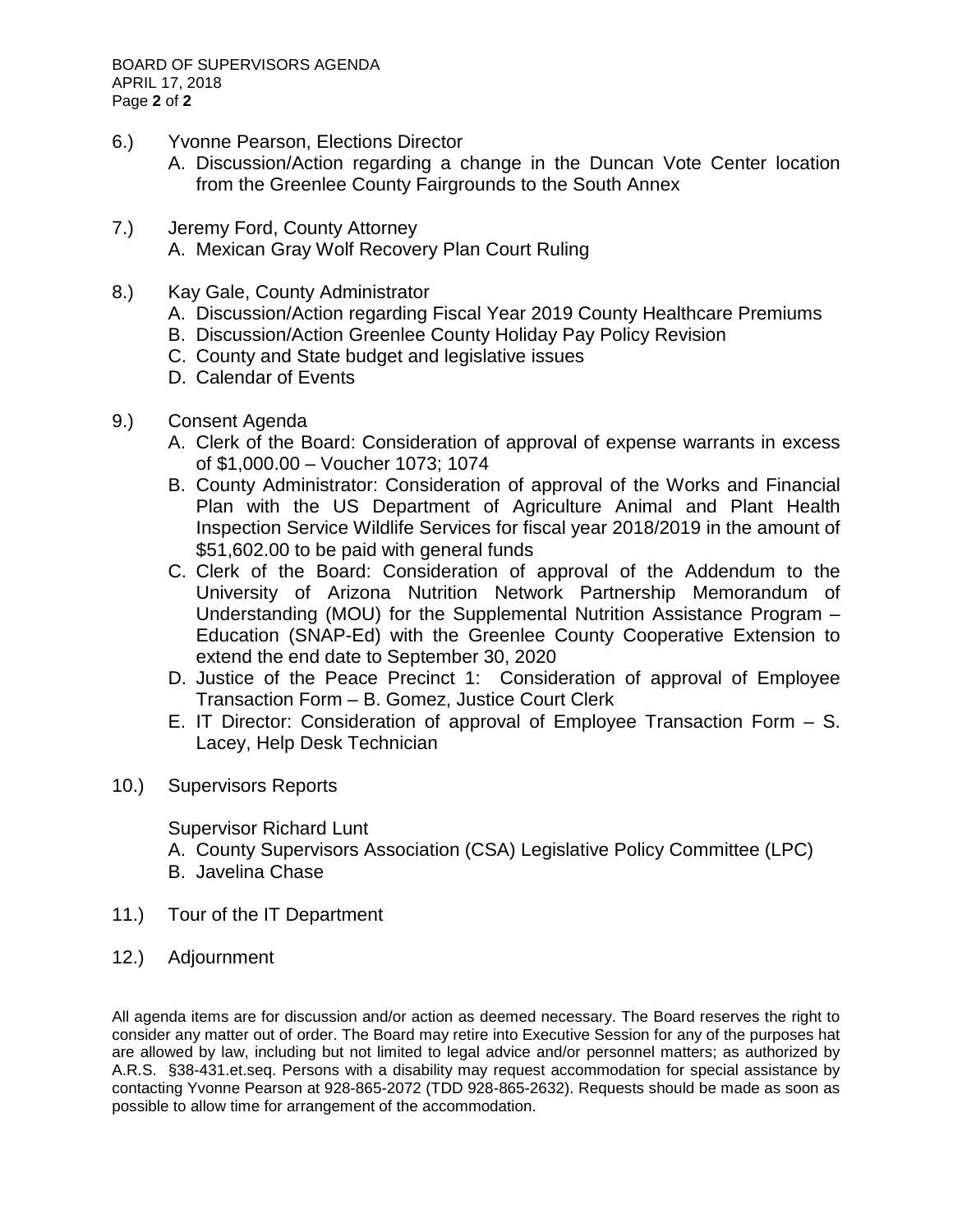6.) Yvonne Pearson, Elections Director
   A. Discussion/Action regarding a change in the Duncan Vote Center location from the Greenlee County Fairgrounds to the South Annex

7.) Jeremy Ford, County Attorney
   A. Mexican Gray Wolf Recovery Plan Court Ruling

8.) Kay Gale, County Administrator
   A. Discussion/Action regarding Fiscal Year 2019 County Healthcare Premiums
   B. Discussion/Action Greenlee County Holiday Pay Policy Revision
   C. County and State budget and legislative issues
   D. Calendar of Events

9.) Consent Agenda
   A. Clerk of the Board: Consideration of approval of expense warrants in excess of $1,000.00 – Voucher 1073; 1074
   B. County Administrator: Consideration of approval of the Works and Financial Plan with the US Department of Agriculture Animal and Plant Health Inspection Service Wildlife Services for fiscal year 2018/2019 in the amount of $51,602.00 to be paid with general funds
   C. Clerk of the Board: Consideration of approval of the Addendum to the University of Arizona Nutrition Network Partnership Memorandum of Understanding (MOU) for the Supplemental Nutrition Assistance Program – Education (SNAP-Ed) with the Greenlee County Cooperative Extension to extend the end date to September 30, 2020
   D. Justice of the Peace Precinct 1: Consideration of approval of Employee Transaction Form – B. Gomez, Justice Court Clerk
   E. IT Director: Consideration of approval of Employee Transaction Form – S. Lacey, Help Desk Technician

10.) Supervisors Reports

   Supervisor Richard Lunt
   A. County Supervisors Association (CSA) Legislative Policy Committee (LPC)
   B. Javelina Chase

11.) Tour of the IT Department

12.) Adjournment

All agenda items are for discussion and/or action as deemed necessary. The Board reserves the right to consider any matter out of order. The Board may retire into Executive Session for any of the purposes hat are allowed by law, including but not limited to legal advice and/or personnel matters; as authorized by A.R.S. §38-431.et.seq. Persons with a disability may request accommodation for special assistance by contacting Yvonne Pearson at 928-865-2072 (TDD 928-865-2632). Requests should be made as soon as possible to allow time for arrangement of the accommodation.